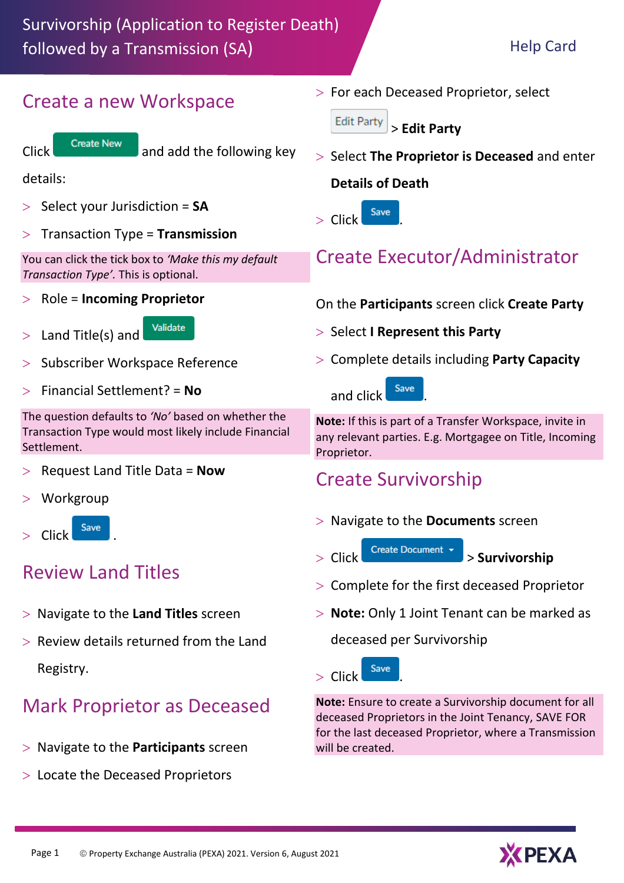# Survivorship (Application to Register Death) followed by a Transmission (SA)

Help Card

## Create a new Workspace

Click **Create New** and add the following key details:

- Select your Jurisdiction = **SA**
- Transaction Type = **Transmission**

You can click the tick box to *'Make this my default Transaction Type'*. This is optional.

- Role = **Incoming Proprietor**
- Land Title(s) and **Validate**
- Subscriber Workspace Reference
- Financial Settlement? = **No**

The question defaults to *'No'* based on whether the Transaction Type would most likely include Financial Settlement.

- Request Land Title Data = **Now**
- Workgroup
- Click **Save**.

## Review Land Titles

- Navigate to the **Land Titles** screen
- Review details returned from the Land Registry.

## Mark Proprietor as Deceased

- Navigate to the **Participants** screen
- Locate the Deceased Proprietors
- For each Deceased Proprietor, select **Edit Party** > **Edit Party**
- Select **The Proprietor is Deceased** and enter **Details of Death**
- Click **Save**.

## Create Executor/Administrator

On the **Participants** screen click **Create Party**

- Select **I Represent this Party**
- Complete details including **Party Capacity** and click **Save**.

**Note:** If this is part of a Transfer Workspace, invite in any relevant parties. E.g. Mortgagee on Title, Incoming Proprietor.

## Create Survivorship

- Navigate to the **Documents** screen
- Click **Create Document** > **Survivorship**
- Complete for the first deceased Proprietor
- **Note:** Only 1 Joint Tenant can be marked as deceased per Survivorship
- Click **Save**.

**Note:** Ensure to create a Survivorship document for all deceased Proprietors in the Joint Tenancy, SAVE FOR for the last deceased Proprietor, where a Transmission will be created.

© Property Exchange Australia (PEXA) 2021. Version 6, August 2021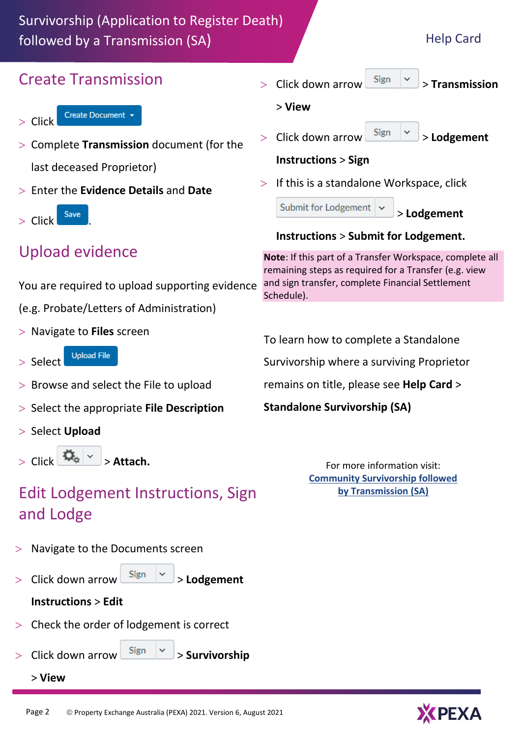# Survivorship (Application to Register Death) followed by a Transmission (SA)

Help Card

## Create Transmission

- Click **Create Document**
- Complete **Transmission** document (for the last deceased Proprietor)
- Enter the **Evidence Details** and **Date**
- Click **Save**.

## Upload evidence

You are required to upload supporting evidence (e.g. Probate/Letters of Administration)

- Navigate to **Files** screen
- Select **Upload File**
- Browse and select the File to upload
- Select the appropriate **File Description**
- Select **Upload**
- Click [gear icon] > **Attach.**

## Edit Lodgement Instructions, Sign and Lodge

- Navigate to the Documents screen
- Click down arrow [Sign] > **Lodgement Instructions** > **Edit**
- Check the order of lodgement is correct
- Click down arrow [Sign] > **Survivorship** > **View**
- Click down arrow [Sign] > **Transmission** > **View**
- Click down arrow [Sign] > **Lodgement Instructions** > **Sign**
- If this is a standalone Workspace, click [Submit for Lodgement] > **Lodgement Instructions** > **Submit for Lodgement.**

**Note**: If this part of a Transfer Workspace, complete all remaining steps as required for a Transfer (e.g. view and sign transfer, complete Financial Settlement Schedule).

To learn how to complete a Standalone Survivorship where a surviving Proprietor remains on title, please see **Help Card** > **Standalone Survivorship (SA)**

For more information visit:
[Community Survivorship followed by Transmission (SA)]